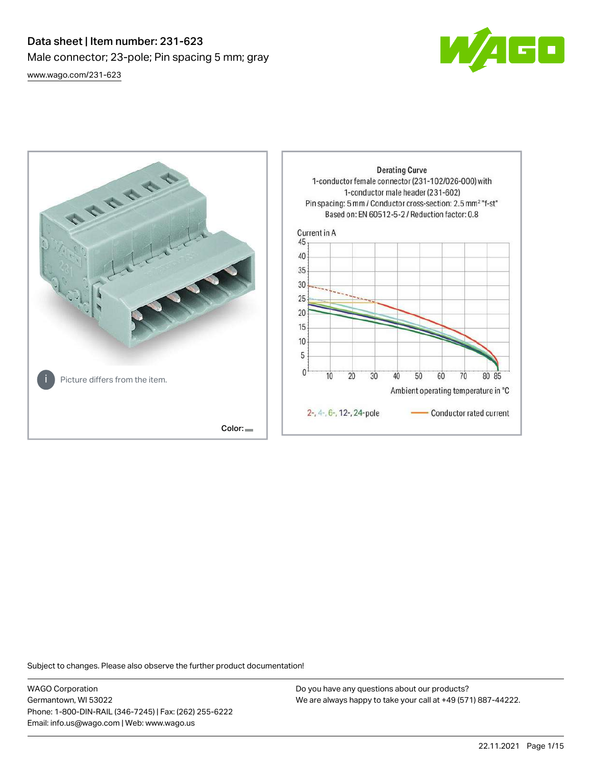# Data sheet | Item number: 231-623

Male connector; 23-pole; Pin spacing 5 mm; gray

[www.wago.com/231-623](www.wago.com/231-623)

Picture differs from the item.

Color:

Derating Curve

1-conductor female connector (231-102/026-000) with 1-conductor male header (231-602)

Pin spacing: 5 mm / Conductor cross-section: 2.5 mm² "f-st"

Based on: EN 60512-5-2 / Reduction factor: 0.8

Current in A

Ambient operating temperature in °C

2-, 4-, 6-, 12-, 24-pole

Conductor rated current

Subject to changes. Please also observe the further product documentation!

WAGO Corporation
Germantown, WI 53022
Phone: 1-800-DIN-RAIL (346-7245) | Fax: (262) 255-6222
Email: info.us@wago.com | Web: www.wago.us

Do you have any questions about our products?
We are always happy to take your call at +49 (571) 887-44222.

22.11.2021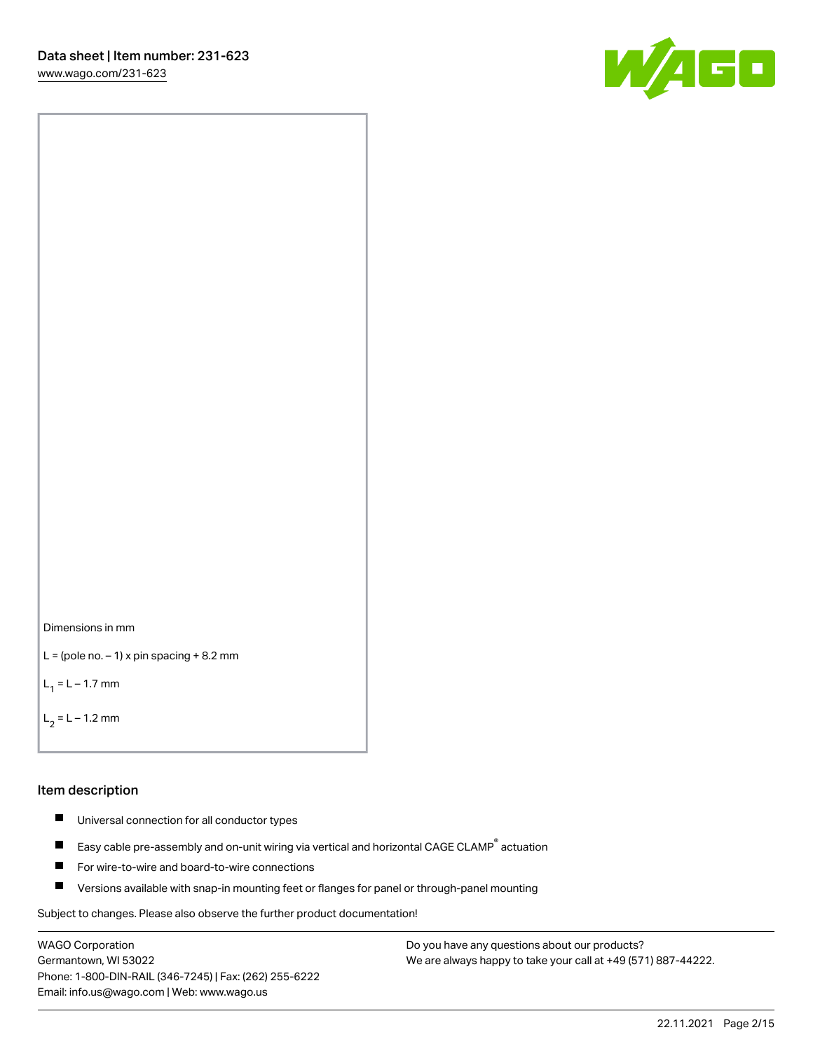Dimensions in mm

L = (pole no. – 1) x pin spacing + 8.2 mm

$L_1$ = L – 1.7 mm

$L_2$ = L – 1.2 mm

## Item description

- Universal connection for all conductor types
- Easy cable pre-assembly and on-unit wiring via vertical and horizontal CAGE CLAMP® actuation
- For wire-to-wire and board-to-wire connections
- Versions available with snap-in mounting feet or flanges for panel or through-panel mounting

Subject to changes. Please also observe the further product documentation!

WAGO Corporation
Germantown, WI 53022
Phone: 1-800-DIN-RAIL (346-7245) | Fax: (262) 255-6222
Email: info.us@wago.com | Web: www.wago.us

Do you have any questions about our products?
We are always happy to take your call at +49 (571) 887-44222.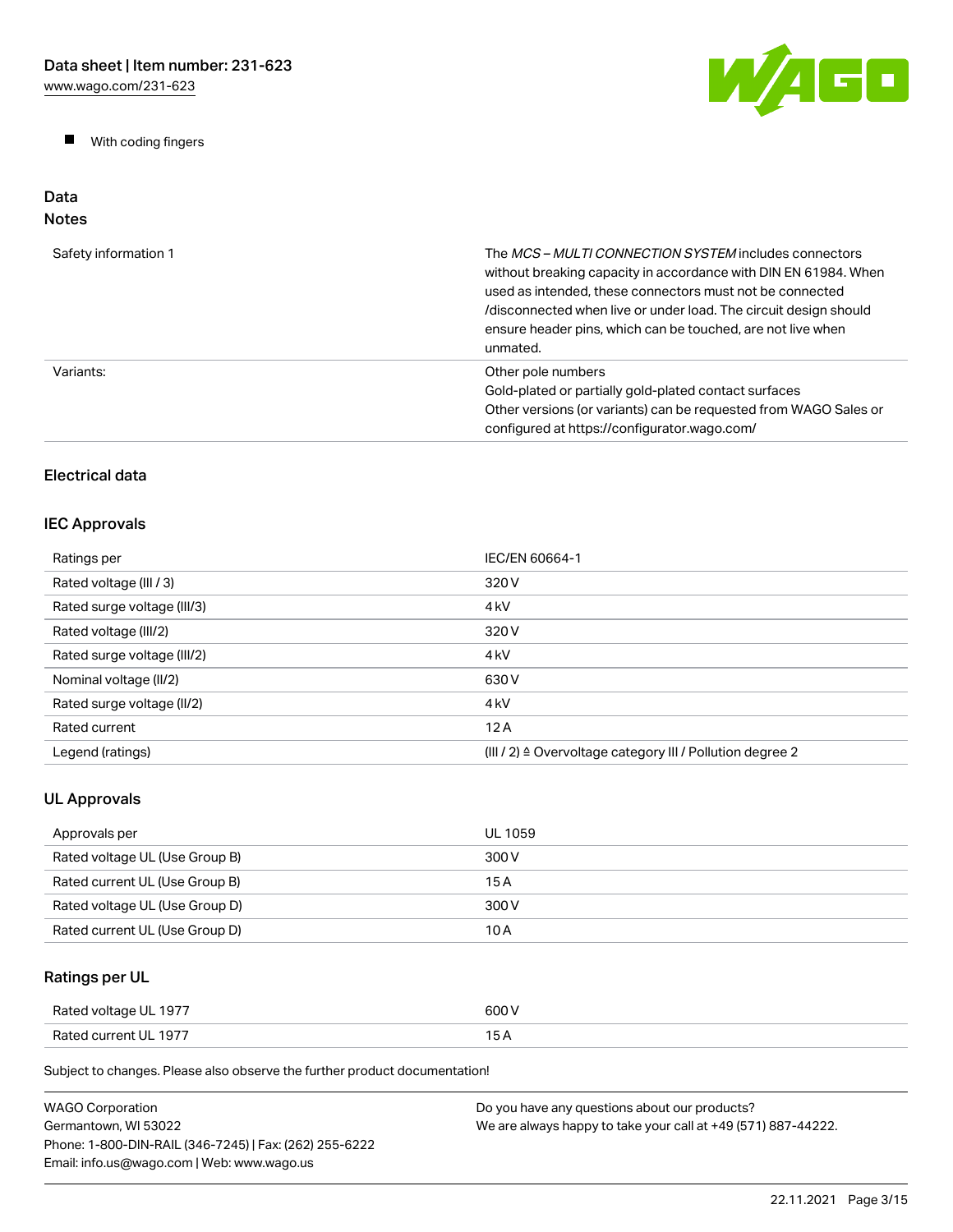- With coding fingers

## Data

### Notes

| | |
|---|---|
| Safety information 1 | The *MCS – MULTI CONNECTION SYSTEM* includes connectors without breaking capacity in accordance with DIN EN 61984. When used as intended, these connectors must not be connected /disconnected when live or under load. The circuit design should ensure header pins, which can be touched, are not live when unmated. |
| Variants: | Other pole numbers<br>Gold-plated or partially gold-plated contact surfaces<br>Other versions (or variants) can be requested from WAGO Sales or configured at https://configurator.wago.com/ |

### Electrical data

### IEC Approvals

| | |
|---|---|
| Ratings per | IEC/EN 60664-1 |
| Rated voltage (III / 3) | 320 V |
| Rated surge voltage (III/3) | 4 kV |
| Rated voltage (III/2) | 320 V |
| Rated surge voltage (III/2) | 4 kV |
| Nominal voltage (II/2) | 630 V |
| Rated surge voltage (II/2) | 4 kV |
| Rated current | 12 A |
| Legend (ratings) | (III / 2) ≙ Overvoltage category III / Pollution degree 2 |

### UL Approvals

| | |
|---|---|
| Approvals per | UL 1059 |
| Rated voltage UL (Use Group B) | 300 V |
| Rated current UL (Use Group B) | 15 A |
| Rated voltage UL (Use Group D) | 300 V |
| Rated current UL (Use Group D) | 10 A |

### Ratings per UL

| | |
|---|---|
| Rated voltage UL 1977 | 600 V |
| Rated current UL 1977 | 15 A |

Subject to changes. Please also observe the further product documentation!

WAGO Corporation
Germantown, WI 53022
Phone: 1-800-DIN-RAIL (346-7245) | Fax: (262) 255-6222
Email: info.us@wago.com | Web: www.wago.us

Do you have any questions about our products?
We are always happy to take your call at +49 (571) 887-44222.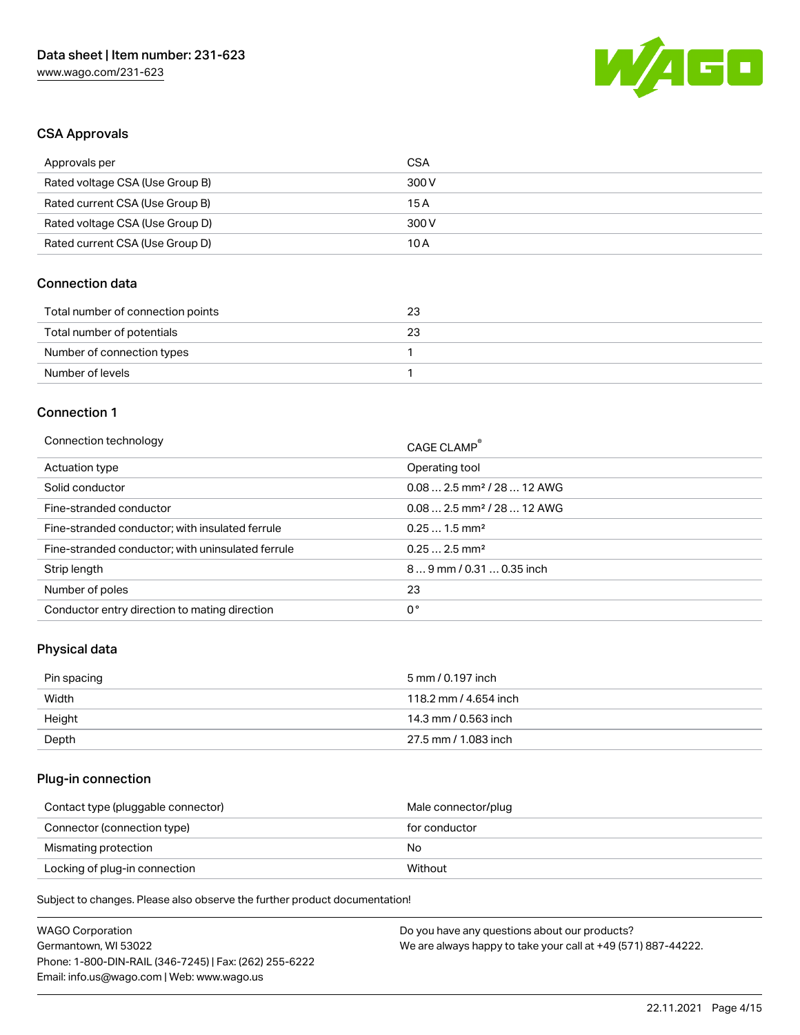## CSA Approvals

| Approvals per | CSA |
| --- | --- |
| Rated voltage CSA (Use Group B) | 300 V |
| Rated current CSA (Use Group B) | 15 A |
| Rated voltage CSA (Use Group D) | 300 V |
| Rated current CSA (Use Group D) | 10 A |

## Connection data

| Total number of connection points | 23 |
| --- | --- |
| Total number of potentials | 23 |
| Number of connection types | 1 |
| Number of levels | 1 |

## Connection 1

| Connection technology | CAGE CLAMP® |
| --- | --- |
| Actuation type | Operating tool |
| Solid conductor | 0.08 … 2.5 mm² / 28 … 12 AWG |
| Fine-stranded conductor | 0.08 … 2.5 mm² / 28 … 12 AWG |
| Fine-stranded conductor; with insulated ferrule | 0.25 … 1.5 mm² |
| Fine-stranded conductor; with uninsulated ferrule | 0.25 … 2.5 mm² |
| Strip length | 8 … 9 mm / 0.31 … 0.35 inch |
| Number of poles | 23 |
| Conductor entry direction to mating direction | 0 ° |

## Physical data

| Pin spacing | 5 mm / 0.197 inch |
| --- | --- |
| Width | 118.2 mm / 4.654 inch |
| Height | 14.3 mm / 0.563 inch |
| Depth | 27.5 mm / 1.083 inch |

## Plug-in connection

| Contact type (pluggable connector) | Male connector/plug |
| --- | --- |
| Connector (connection type) | for conductor |
| Mismating protection | No |
| Locking of plug-in connection | Without |

Subject to changes. Please also observe the further product documentation!

WAGO Corporation
Germantown, WI 53022
Phone: 1-800-DIN-RAIL (346-7245) | Fax: (262) 255-6222
Email: info.us@wago.com | Web: www.wago.us

Do you have any questions about our products?
We are always happy to take your call at +49 (571) 887-44222.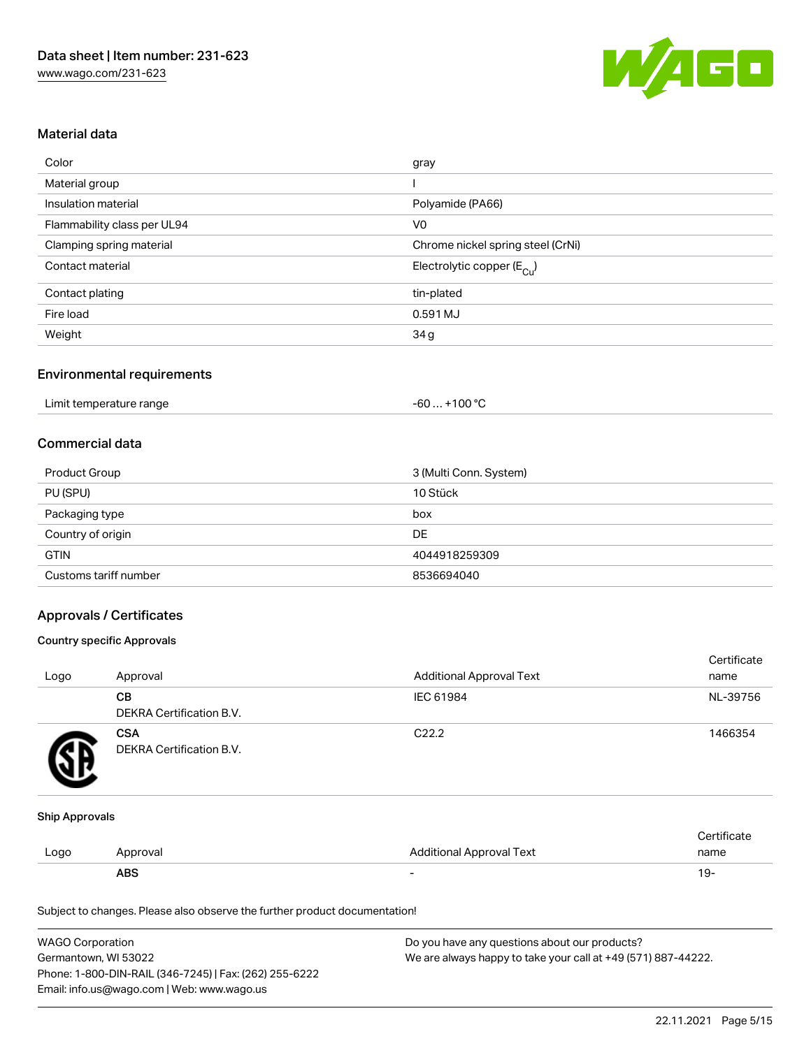### Material data

| | |
| --- | --- |
| Color | gray |
| Material group | I |
| Insulation material | Polyamide (PA66) |
| Flammability class per UL94 | V0 |
| Clamping spring material | Chrome nickel spring steel (CrNi) |
| Contact material | Electrolytic copper ($E_{Cu}$) |
| Contact plating | tin-plated |
| Fire load | 0.591 MJ |
| Weight | 34 g |

### Environmental requirements

| | |
| --- | --- |
| Limit temperature range | -60 … +100 °C |

### Commercial data

| | |
| --- | --- |
| Product Group | 3 (Multi Conn. System) |
| PU (SPU) | 10 Stück |
| Packaging type | box |
| Country of origin | DE |
| GTIN | 4044918259309 |
| Customs tariff number | 8536694040 |

### Approvals / Certificates

#### Country specific Approvals

| Logo | Approval | Additional Approval Text | Certificate name |
| --- | --- | --- | --- |
| | **CB** DEKRA Certification B.V. | IEC 61984 | NL-39756 |
| | **CSA** DEKRA Certification B.V. | C22.2 | 1466354 |

#### Ship Approvals

| Logo | Approval | Additional Approval Text | Certificate name |
| --- | --- | --- | --- |
| | **ABS** | - | 19- |

Subject to changes. Please also observe the further product documentation!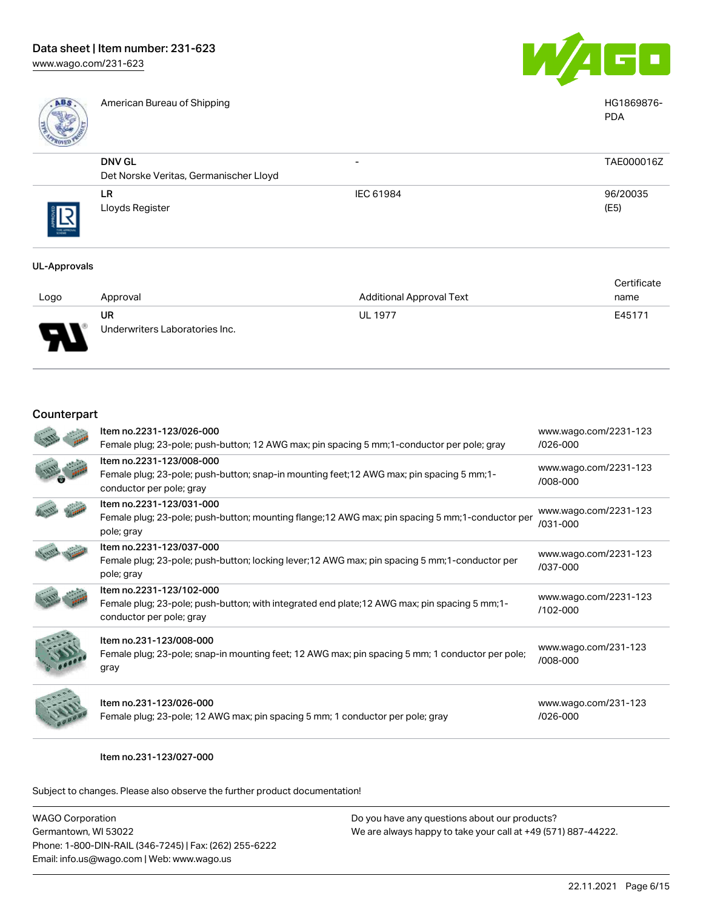| | | | |
|---|---|---|---|
| | American Bureau of Shipping | | HG1869876-PDA |
| | **DNV GL** Det Norske Veritas, Germanischer Lloyd | - | TAE000016Z |
| | **LR** Lloyds Register | IEC 61984 | 96/20035 (E5) |

### UL-Approvals

| Logo | Approval | Additional Approval Text | Certificate name |
|---|---|---|---|
| | **UR** Underwriters Laboratories Inc. | UL 1977 | E45171 |

## Counterpart

| | | |
|---|---|---|
| | Item no.2231-123/026-000<br>Female plug; 23-pole; push-button; 12 AWG max; pin spacing 5 mm;1-conductor per pole; gray | www.wago.com/2231-123/026-000 |
| | Item no.2231-123/008-000<br>Female plug; 23-pole; push-button; snap-in mounting feet;12 AWG max; pin spacing 5 mm;1-conductor per pole; gray | www.wago.com/2231-123/008-000 |
| | Item no.2231-123/031-000<br>Female plug; 23-pole; push-button; mounting flange;12 AWG max; pin spacing 5 mm;1-conductor per pole; gray | www.wago.com/2231-123/031-000 |
| | Item no.2231-123/037-000<br>Female plug; 23-pole; push-button; locking lever;12 AWG max; pin spacing 5 mm;1-conductor per pole; gray | www.wago.com/2231-123/037-000 |
| | Item no.2231-123/102-000<br>Female plug; 23-pole; push-button; with integrated end plate;12 AWG max; pin spacing 5 mm;1-conductor per pole; gray | www.wago.com/2231-123/102-000 |
| | Item no.231-123/008-000<br>Female plug; 23-pole; snap-in mounting feet; 12 AWG max; pin spacing 5 mm; 1 conductor per pole; gray | www.wago.com/231-123/008-000 |
| | Item no.231-123/026-000<br>Female plug; 23-pole; 12 AWG max; pin spacing 5 mm; 1 conductor per pole; gray | www.wago.com/231-123/026-000 |
| | Item no.231-123/027-000 | |

Subject to changes. Please also observe the further product documentation!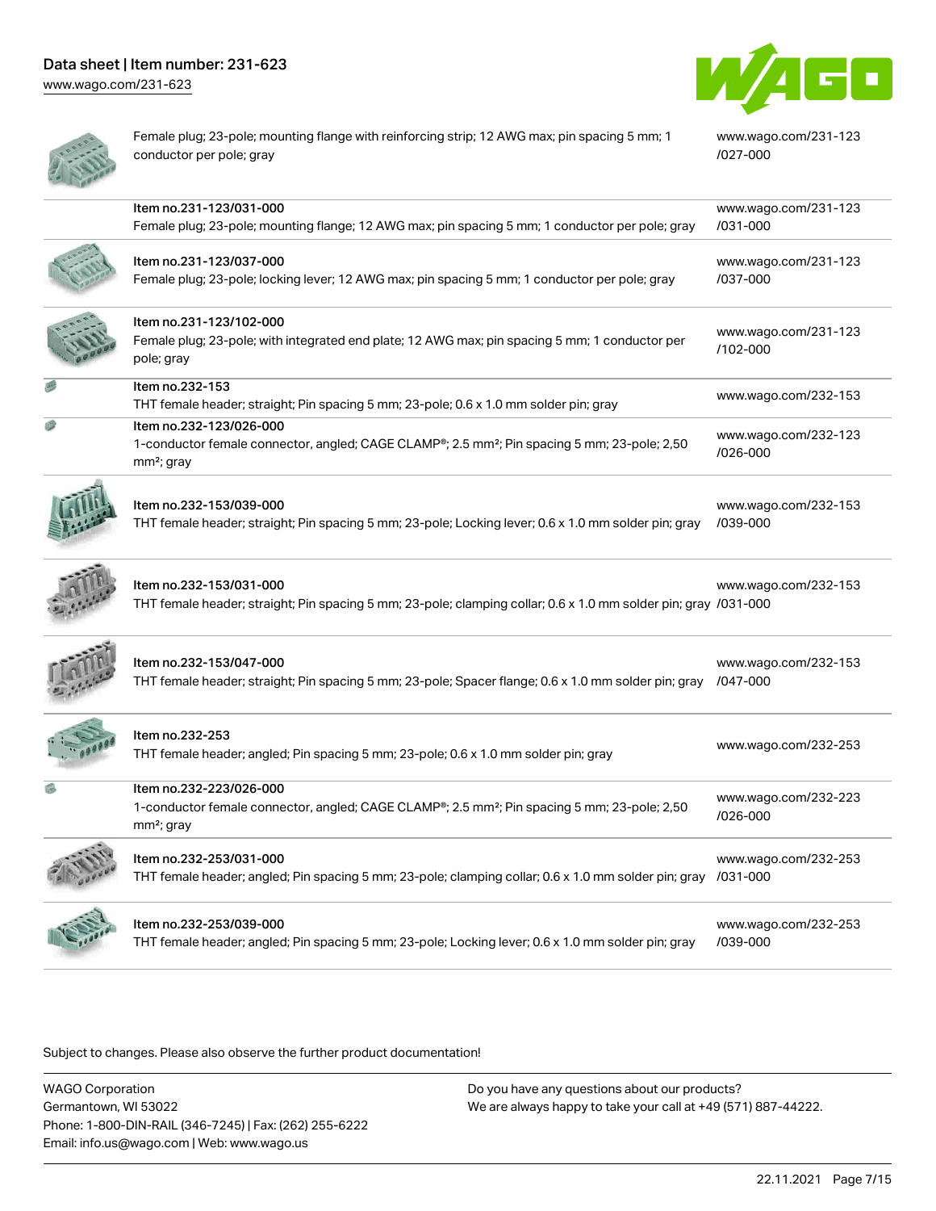| | | |
|---|---|---|
| | Female plug; 23-pole; mounting flange with reinforcing strip; 12 AWG max; pin spacing 5 mm; 1 conductor per pole; gray | www.wago.com/231-123/027-000 |
| | **Item no.231-123/031-000**<br>Female plug; 23-pole; mounting flange; 12 AWG max; pin spacing 5 mm; 1 conductor per pole; gray | www.wago.com/231-123/031-000 |
| | **Item no.231-123/037-000**<br>Female plug; 23-pole; locking lever; 12 AWG max; pin spacing 5 mm; 1 conductor per pole; gray | www.wago.com/231-123/037-000 |
| | **Item no.231-123/102-000**<br>Female plug; 23-pole; with integrated end plate; 12 AWG max; pin spacing 5 mm; 1 conductor per pole; gray | www.wago.com/231-123/102-000 |
| | **Item no.232-153**<br>THT female header; straight; Pin spacing 5 mm; 23-pole; 0.6 x 1.0 mm solder pin; gray | www.wago.com/232-153 |
| | **Item no.232-123/026-000**<br>1-conductor female connector, angled; CAGE CLAMP®; 2.5 mm²; Pin spacing 5 mm; 23-pole; 2,50 mm²; gray | www.wago.com/232-123/026-000 |
| | **Item no.232-153/039-000**<br>THT female header; straight; Pin spacing 5 mm; 23-pole; Locking lever; 0.6 x 1.0 mm solder pin; gray | www.wago.com/232-153/039-000 |
| | **Item no.232-153/031-000**<br>THT female header; straight; Pin spacing 5 mm; 23-pole; clamping collar; 0.6 x 1.0 mm solder pin; gray | www.wago.com/232-153/031-000 |
| | **Item no.232-153/047-000**<br>THT female header; straight; Pin spacing 5 mm; 23-pole; Spacer flange; 0.6 x 1.0 mm solder pin; gray | www.wago.com/232-153/047-000 |
| | **Item no.232-253**<br>THT female header; angled; Pin spacing 5 mm; 23-pole; 0.6 x 1.0 mm solder pin; gray | www.wago.com/232-253 |
| | **Item no.232-223/026-000**<br>1-conductor female connector, angled; CAGE CLAMP®; 2.5 mm²; Pin spacing 5 mm; 23-pole; 2,50 mm²; gray | www.wago.com/232-223/026-000 |
| | **Item no.232-253/031-000**<br>THT female header; angled; Pin spacing 5 mm; 23-pole; clamping collar; 0.6 x 1.0 mm solder pin; gray | www.wago.com/232-253/031-000 |
| | **Item no.232-253/039-000**<br>THT female header; angled; Pin spacing 5 mm; 23-pole; Locking lever; 0.6 x 1.0 mm solder pin; gray | www.wago.com/232-253/039-000 |

Subject to changes. Please also observe the further product documentation!

WAGO Corporation
Germantown, WI 53022
Phone: 1-800-DIN-RAIL (346-7245) | Fax: (262) 255-6222
Email: info.us@wago.com | Web: www.wago.us

Do you have any questions about our products?
We are always happy to take your call at +49 (571) 887-44222.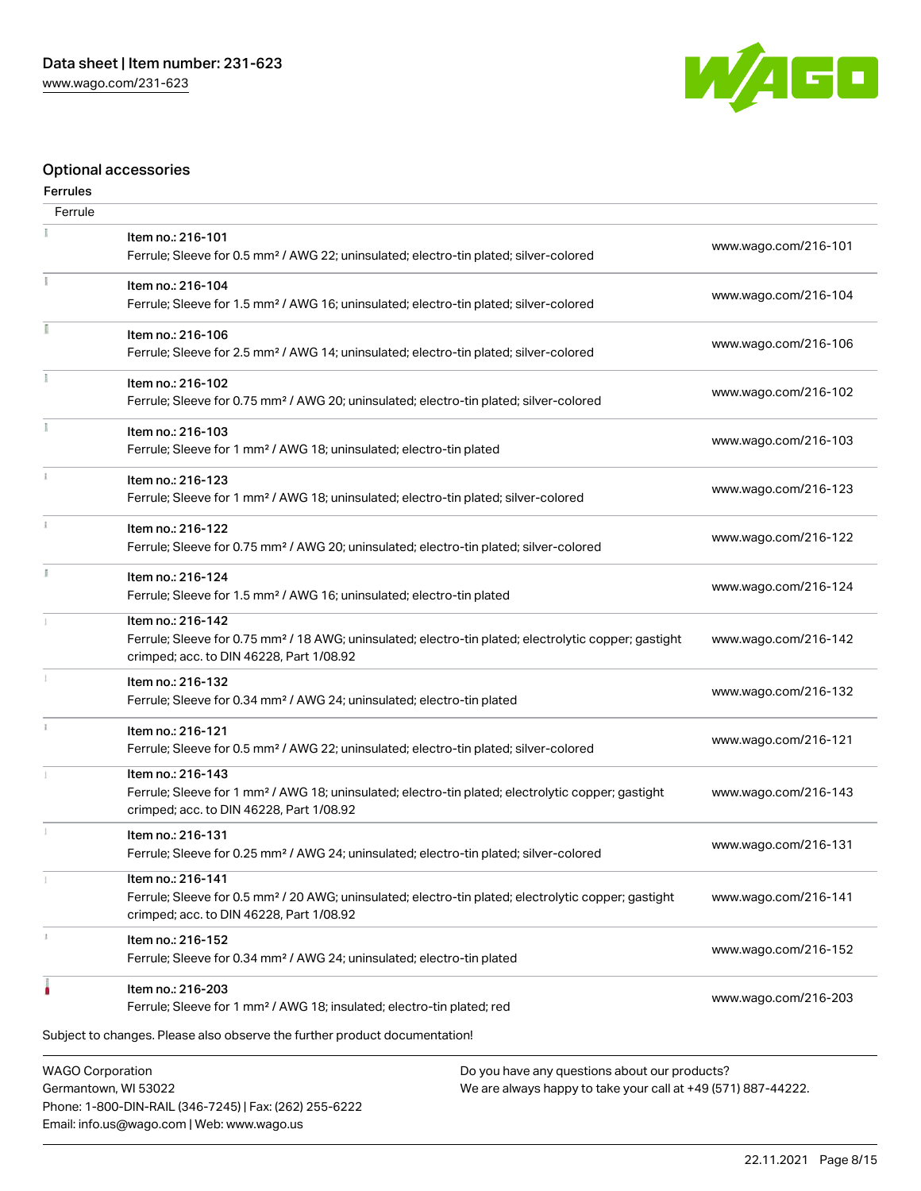## Optional accessories

### Ferrules

| Ferrule | | |
|---|---|---|
| | Item no.: 216-101<br>Ferrule; Sleeve for 0.5 mm² / AWG 22; uninsulated; electro-tin plated; silver-colored | www.wago.com/216-101 |
| | Item no.: 216-104<br>Ferrule; Sleeve for 1.5 mm² / AWG 16; uninsulated; electro-tin plated; silver-colored | www.wago.com/216-104 |
| | Item no.: 216-106<br>Ferrule; Sleeve for 2.5 mm² / AWG 14; uninsulated; electro-tin plated; silver-colored | www.wago.com/216-106 |
| | Item no.: 216-102<br>Ferrule; Sleeve for 0.75 mm² / AWG 20; uninsulated; electro-tin plated; silver-colored | www.wago.com/216-102 |
| | Item no.: 216-103<br>Ferrule; Sleeve for 1 mm² / AWG 18; uninsulated; electro-tin plated | www.wago.com/216-103 |
| | Item no.: 216-123<br>Ferrule; Sleeve for 1 mm² / AWG 18; uninsulated; electro-tin plated; silver-colored | www.wago.com/216-123 |
| | Item no.: 216-122<br>Ferrule; Sleeve for 0.75 mm² / AWG 20; uninsulated; electro-tin plated; silver-colored | www.wago.com/216-122 |
| | Item no.: 216-124<br>Ferrule; Sleeve for 1.5 mm² / AWG 16; uninsulated; electro-tin plated | www.wago.com/216-124 |
| | Item no.: 216-142<br>Ferrule; Sleeve for 0.75 mm² / 18 AWG; uninsulated; electro-tin plated; electrolytic copper; gastight crimped; acc. to DIN 46228, Part 1/08.92 | www.wago.com/216-142 |
| | Item no.: 216-132<br>Ferrule; Sleeve for 0.34 mm² / AWG 24; uninsulated; electro-tin plated | www.wago.com/216-132 |
| | Item no.: 216-121<br>Ferrule; Sleeve for 0.5 mm² / AWG 22; uninsulated; electro-tin plated; silver-colored | www.wago.com/216-121 |
| | Item no.: 216-143<br>Ferrule; Sleeve for 1 mm² / AWG 18; uninsulated; electro-tin plated; electrolytic copper; gastight crimped; acc. to DIN 46228, Part 1/08.92 | www.wago.com/216-143 |
| | Item no.: 216-131<br>Ferrule; Sleeve for 0.25 mm² / AWG 24; uninsulated; electro-tin plated; silver-colored | www.wago.com/216-131 |
| | Item no.: 216-141<br>Ferrule; Sleeve for 0.5 mm² / 20 AWG; uninsulated; electro-tin plated; electrolytic copper; gastight crimped; acc. to DIN 46228, Part 1/08.92 | www.wago.com/216-141 |
| | Item no.: 216-152<br>Ferrule; Sleeve for 0.34 mm² / AWG 24; uninsulated; electro-tin plated | www.wago.com/216-152 |
| | Item no.: 216-203<br>Ferrule; Sleeve for 1 mm² / AWG 18; insulated; electro-tin plated; red | www.wago.com/216-203 |

Subject to changes. Please also observe the further product documentation!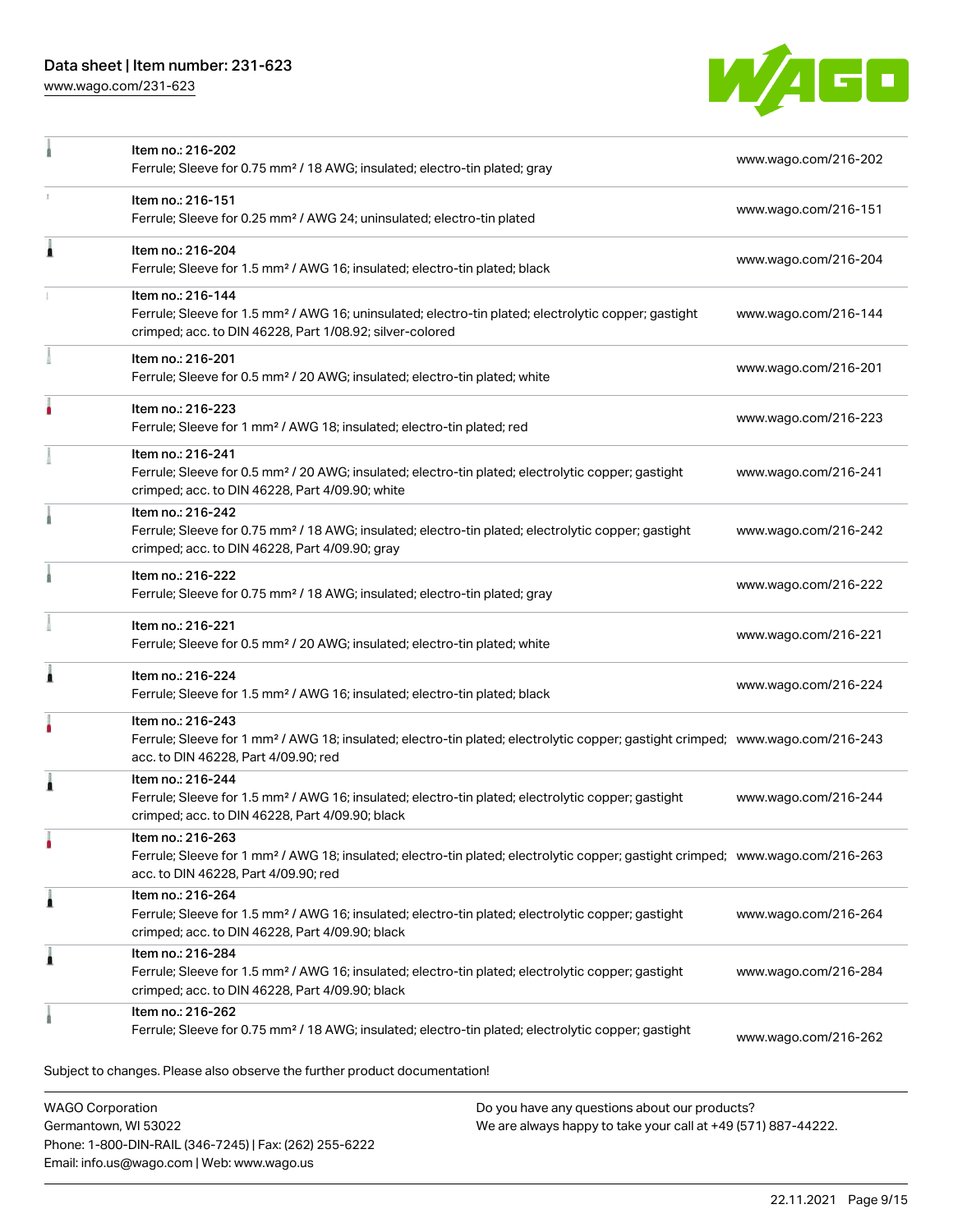| Item | URL |
| --- | --- |
| Item no.: 216-202<br>Ferrule; Sleeve for 0.75 mm² / 18 AWG; insulated; electro-tin plated; gray | www.wago.com/216-202 |
| Item no.: 216-151<br>Ferrule; Sleeve for 0.25 mm² / AWG 24; uninsulated; electro-tin plated | www.wago.com/216-151 |
| Item no.: 216-204<br>Ferrule; Sleeve for 1.5 mm² / AWG 16; insulated; electro-tin plated; black | www.wago.com/216-204 |
| Item no.: 216-144<br>Ferrule; Sleeve for 1.5 mm² / AWG 16; uninsulated; electro-tin plated; electrolytic copper; gastight crimped; acc. to DIN 46228, Part 1/08.92; silver-colored | www.wago.com/216-144 |
| Item no.: 216-201<br>Ferrule; Sleeve for 0.5 mm² / 20 AWG; insulated; electro-tin plated; white | www.wago.com/216-201 |
| Item no.: 216-223<br>Ferrule; Sleeve for 1 mm² / AWG 18; insulated; electro-tin plated; red | www.wago.com/216-223 |
| Item no.: 216-241<br>Ferrule; Sleeve for 0.5 mm² / 20 AWG; insulated; electro-tin plated; electrolytic copper; gastight crimped; acc. to DIN 46228, Part 4/09.90; white | www.wago.com/216-241 |
| Item no.: 216-242<br>Ferrule; Sleeve for 0.75 mm² / 18 AWG; insulated; electro-tin plated; electrolytic copper; gastight crimped; acc. to DIN 46228, Part 4/09.90; gray | www.wago.com/216-242 |
| Item no.: 216-222<br>Ferrule; Sleeve for 0.75 mm² / 18 AWG; insulated; electro-tin plated; gray | www.wago.com/216-222 |
| Item no.: 216-221<br>Ferrule; Sleeve for 0.5 mm² / 20 AWG; insulated; electro-tin plated; white | www.wago.com/216-221 |
| Item no.: 216-224<br>Ferrule; Sleeve for 1.5 mm² / AWG 16; insulated; electro-tin plated; black | www.wago.com/216-224 |
| Item no.: 216-243<br>Ferrule; Sleeve for 1 mm² / AWG 18; insulated; electro-tin plated; electrolytic copper; gastight crimped; acc. to DIN 46228, Part 4/09.90; red | www.wago.com/216-243 |
| Item no.: 216-244<br>Ferrule; Sleeve for 1.5 mm² / AWG 16; insulated; electro-tin plated; electrolytic copper; gastight crimped; acc. to DIN 46228, Part 4/09.90; black | www.wago.com/216-244 |
| Item no.: 216-263<br>Ferrule; Sleeve for 1 mm² / AWG 18; insulated; electro-tin plated; electrolytic copper; gastight crimped; acc. to DIN 46228, Part 4/09.90; red | www.wago.com/216-263 |
| Item no.: 216-264<br>Ferrule; Sleeve for 1.5 mm² / AWG 16; insulated; electro-tin plated; electrolytic copper; gastight crimped; acc. to DIN 46228, Part 4/09.90; black | www.wago.com/216-264 |
| Item no.: 216-284<br>Ferrule; Sleeve for 1.5 mm² / AWG 16; insulated; electro-tin plated; electrolytic copper; gastight crimped; acc. to DIN 46228, Part 4/09.90; black | www.wago.com/216-284 |
| Item no.: 216-262<br>Ferrule; Sleeve for 0.75 mm² / 18 AWG; insulated; electro-tin plated; electrolytic copper; gastight | www.wago.com/216-262 |

Subject to changes. Please also observe the further product documentation!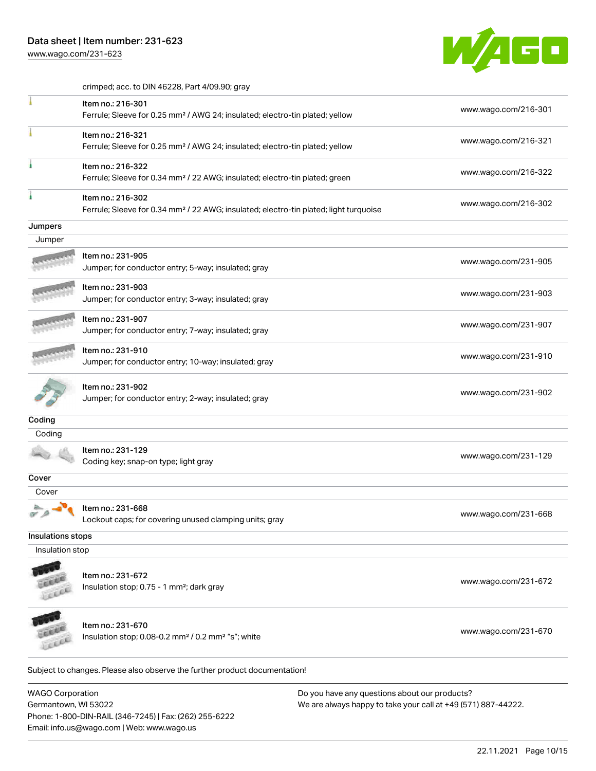crimped; acc. to DIN 46228, Part 4/09.90; gray

| | | |
|---|---|---|
| | Item no.: 216-301<br>Ferrule; Sleeve for 0.25 mm² / AWG 24; insulated; electro-tin plated; yellow | www.wago.com/216-301 |
| | Item no.: 216-321<br>Ferrule; Sleeve for 0.25 mm² / AWG 24; insulated; electro-tin plated; yellow | www.wago.com/216-321 |
| | Item no.: 216-322<br>Ferrule; Sleeve for 0.34 mm² / 22 AWG; insulated; electro-tin plated; green | www.wago.com/216-322 |
| | Item no.: 216-302<br>Ferrule; Sleeve for 0.34 mm² / 22 AWG; insulated; electro-tin plated; light turquoise | www.wago.com/216-302 |

**Jumpers**

Jumper

| | | |
|---|---|---|
| | Item no.: 231-905<br>Jumper; for conductor entry; 5-way; insulated; gray | www.wago.com/231-905 |
| | Item no.: 231-903<br>Jumper; for conductor entry; 3-way; insulated; gray | www.wago.com/231-903 |
| | Item no.: 231-907<br>Jumper; for conductor entry; 7-way; insulated; gray | www.wago.com/231-907 |
| | Item no.: 231-910<br>Jumper; for conductor entry; 10-way; insulated; gray | www.wago.com/231-910 |
| | Item no.: 231-902<br>Jumper; for conductor entry; 2-way; insulated; gray | www.wago.com/231-902 |

**Coding**

Coding

| | | |
|---|---|---|
| | Item no.: 231-129<br>Coding key; snap-on type; light gray | www.wago.com/231-129 |

**Cover**

Cover

| | | |
|---|---|---|
| | Item no.: 231-668<br>Lockout caps; for covering unused clamping units; gray | www.wago.com/231-668 |

**Insulations stops**

Insulation stop

| | | |
|---|---|---|
| | Item no.: 231-672<br>Insulation stop; 0.75 - 1 mm²; dark gray | www.wago.com/231-672 |
| | Item no.: 231-670<br>Insulation stop; 0.08-0.2 mm² / 0.2 mm² "s"; white | www.wago.com/231-670 |

Subject to changes. Please also observe the further product documentation!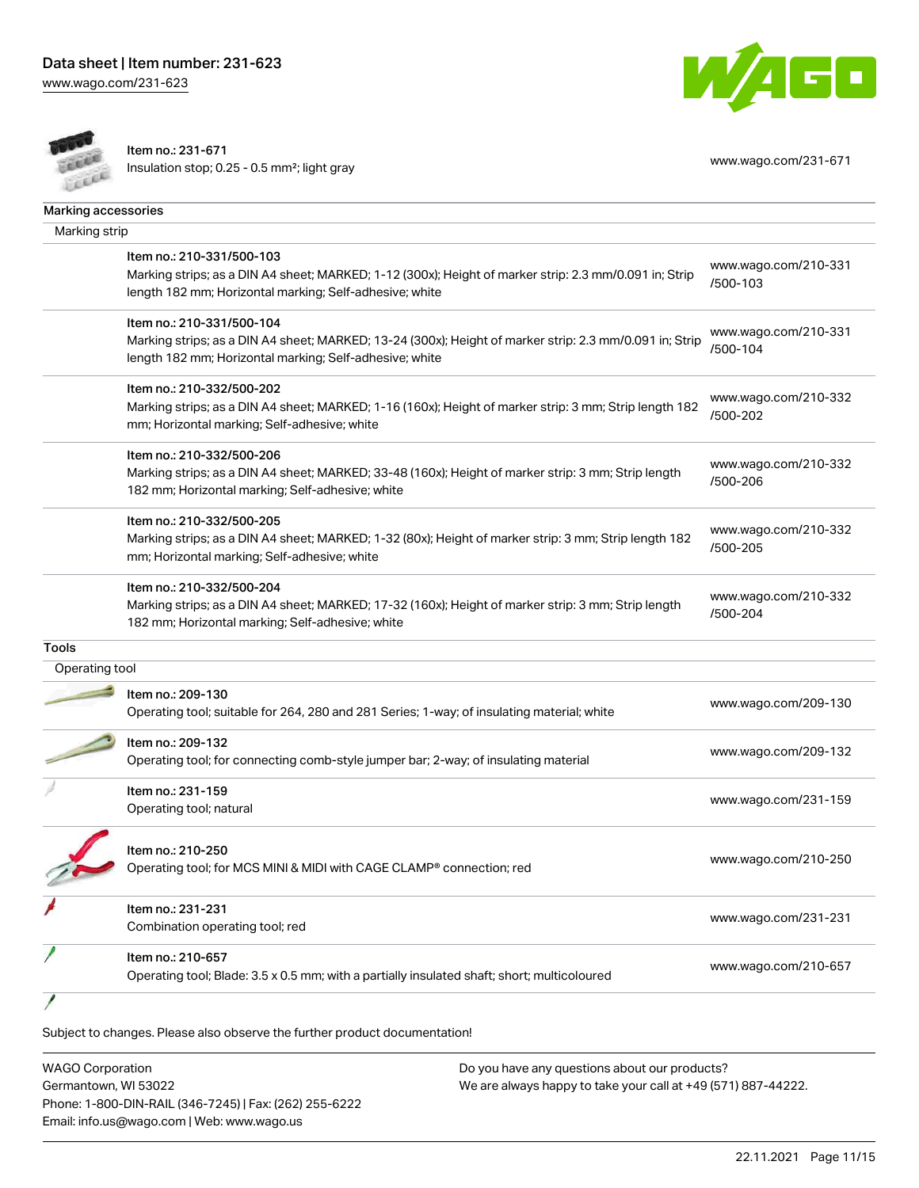| | | |
|---|---|---|
| | Item no.: 231-671<br>Insulation stop; 0.25 - 0.5 mm²; light gray | www.wago.com/231-671 |

## Marking accessories

### Marking strip

| | |
|---|---|
| Item no.: 210-331/500-103<br>Marking strips; as a DIN A4 sheet; MARKED; 1-12 (300x); Height of marker strip: 2.3 mm/0.091 in; Strip length 182 mm; Horizontal marking; Self-adhesive; white | www.wago.com/210-331/500-103 |
| Item no.: 210-331/500-104<br>Marking strips; as a DIN A4 sheet; MARKED; 13-24 (300x); Height of marker strip: 2.3 mm/0.091 in; Strip length 182 mm; Horizontal marking; Self-adhesive; white | www.wago.com/210-331/500-104 |
| Item no.: 210-332/500-202<br>Marking strips; as a DIN A4 sheet; MARKED; 1-16 (160x); Height of marker strip: 3 mm; Strip length 182 mm; Horizontal marking; Self-adhesive; white | www.wago.com/210-332/500-202 |
| Item no.: 210-332/500-206<br>Marking strips; as a DIN A4 sheet; MARKED; 33-48 (160x); Height of marker strip: 3 mm; Strip length 182 mm; Horizontal marking; Self-adhesive; white | www.wago.com/210-332/500-206 |
| Item no.: 210-332/500-205<br>Marking strips; as a DIN A4 sheet; MARKED; 1-32 (80x); Height of marker strip: 3 mm; Strip length 182 mm; Horizontal marking; Self-adhesive; white | www.wago.com/210-332/500-205 |
| Item no.: 210-332/500-204<br>Marking strips; as a DIN A4 sheet; MARKED; 17-32 (160x); Height of marker strip: 3 mm; Strip length 182 mm; Horizontal marking; Self-adhesive; white | www.wago.com/210-332/500-204 |

## Tools

### Operating tool

| | |
|---|---|
| Item no.: 209-130<br>Operating tool; suitable for 264, 280 and 281 Series; 1-way; of insulating material; white | www.wago.com/209-130 |
| Item no.: 209-132<br>Operating tool; for connecting comb-style jumper bar; 2-way; of insulating material | www.wago.com/209-132 |
| Item no.: 231-159<br>Operating tool; natural | www.wago.com/231-159 |
| Item no.: 210-250<br>Operating tool; for MCS MINI & MIDI with CAGE CLAMP® connection; red | www.wago.com/210-250 |
| Item no.: 231-231<br>Combination operating tool; red | www.wago.com/231-231 |
| Item no.: 210-657<br>Operating tool; Blade: 3.5 x 0.5 mm; with a partially insulated shaft; short; multicoloured | www.wago.com/210-657 |

Subject to changes. Please also observe the further product documentation!

WAGO Corporation
Germantown, WI 53022
Phone: 1-800-DIN-RAIL (346-7245) | Fax: (262) 255-6222
Email: info.us@wago.com | Web: www.wago.us

Do you have any questions about our products?
We are always happy to take your call at +49 (571) 887-44222.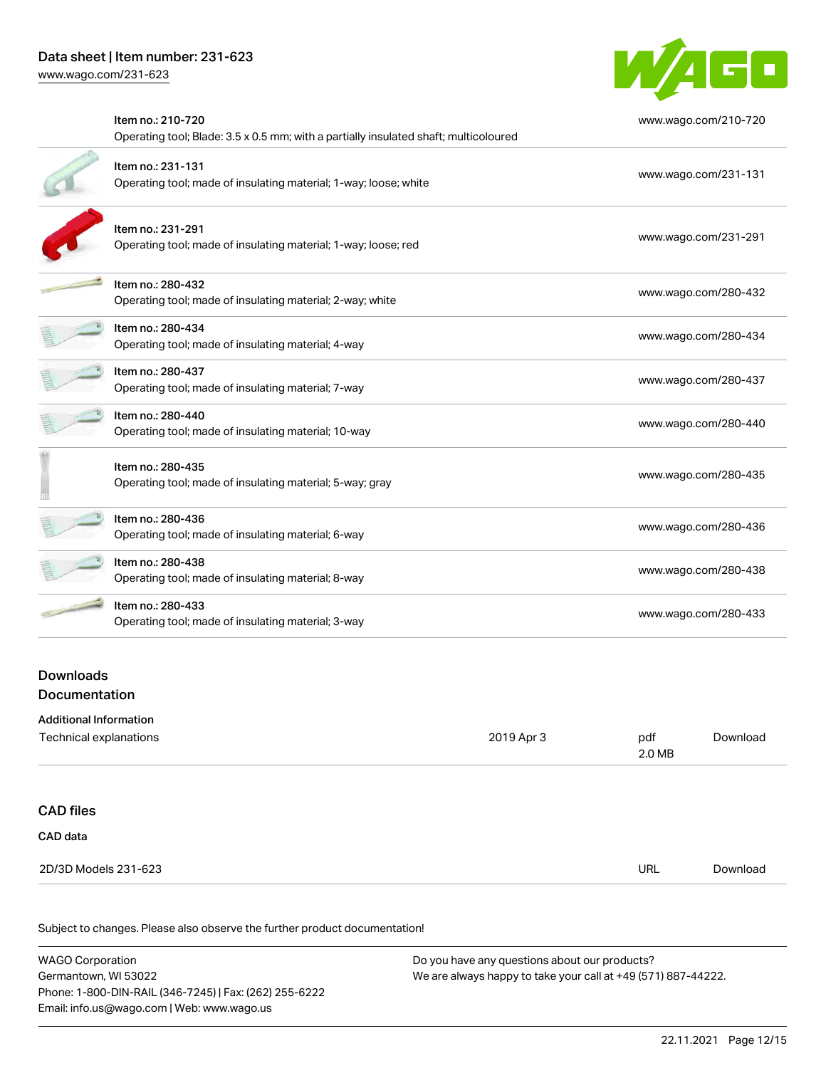| | |
|---|---|
| Item no.: 210-720<br>Operating tool; Blade: 3.5 x 0.5 mm; with a partially insulated shaft; multicoloured | www.wago.com/210-720 |
| Item no.: 231-131<br>Operating tool; made of insulating material; 1-way; loose; white | www.wago.com/231-131 |
| Item no.: 231-291<br>Operating tool; made of insulating material; 1-way; loose; red | www.wago.com/231-291 |
| Item no.: 280-432<br>Operating tool; made of insulating material; 2-way; white | www.wago.com/280-432 |
| Item no.: 280-434<br>Operating tool; made of insulating material; 4-way | www.wago.com/280-434 |
| Item no.: 280-437<br>Operating tool; made of insulating material; 7-way | www.wago.com/280-437 |
| Item no.: 280-440<br>Operating tool; made of insulating material; 10-way | www.wago.com/280-440 |
| Item no.: 280-435<br>Operating tool; made of insulating material; 5-way; gray | www.wago.com/280-435 |
| Item no.: 280-436<br>Operating tool; made of insulating material; 6-way | www.wago.com/280-436 |
| Item no.: 280-438<br>Operating tool; made of insulating material; 8-way | www.wago.com/280-438 |
| Item no.: 280-433<br>Operating tool; made of insulating material; 3-way | www.wago.com/280-433 |

## Downloads

### Documentation

**Additional Information**

| | | | |
|---|---|---|---|
| Technical explanations | 2019 Apr 3 | pdf<br>2.0 MB | Download |

## CAD files

**CAD data**

| | | |
|---|---|---|
| 2D/3D Models 231-623 | URL | Download |

Subject to changes. Please also observe the further product documentation!

WAGO Corporation
Germantown, WI 53022
Phone: 1-800-DIN-RAIL (346-7245) | Fax: (262) 255-6222
Email: info.us@wago.com | Web: www.wago.us

Do you have any questions about our products?
We are always happy to take your call at +49 (571) 887-44222.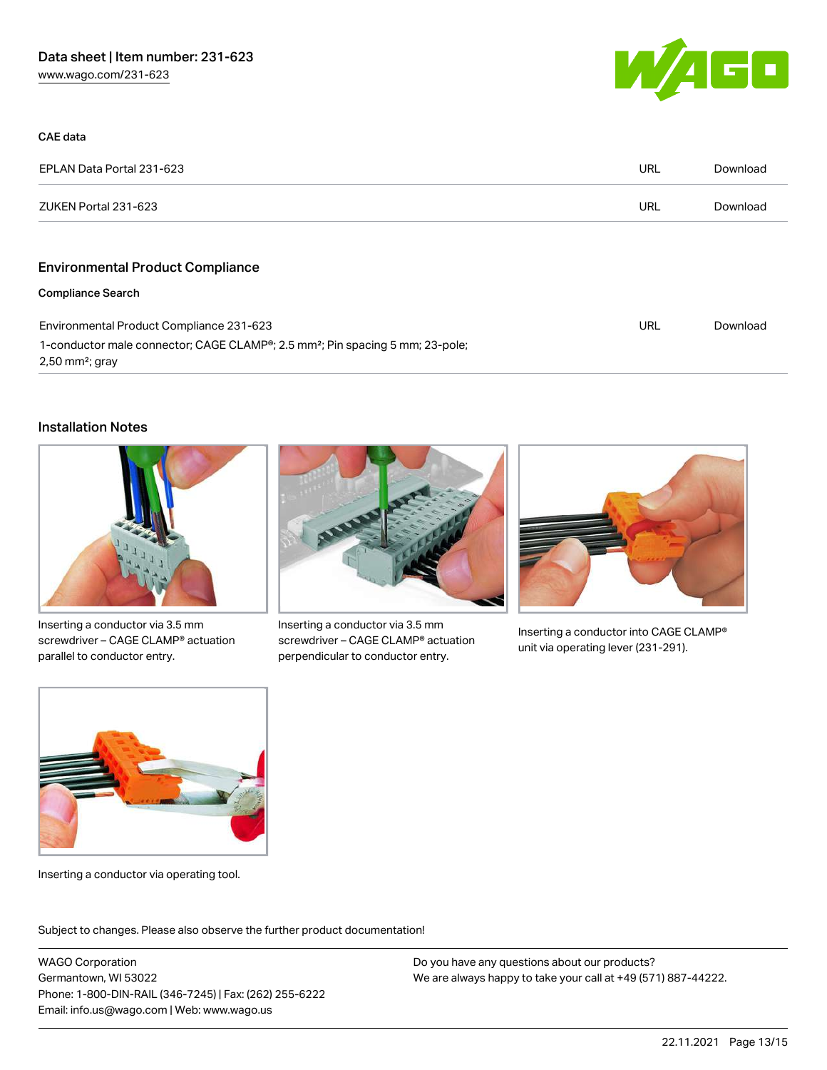### CAE data

| | | |
|---|---|---|
| EPLAN Data Portal 231-623 | URL | Download |
| ZUKEN Portal 231-623 | URL | Download |

## Environmental Product Compliance

### Compliance Search

| | | |
|---|---|---|
| Environmental Product Compliance 231-623<br>1-conductor male connector; CAGE CLAMP®; 2.5 mm²; Pin spacing 5 mm; 23-pole; 2,50 mm²; gray | URL | Download |

## Installation Notes

Inserting a conductor via 3.5 mm screwdriver – CAGE CLAMP® actuation parallel to conductor entry.

Inserting a conductor via 3.5 mm screwdriver – CAGE CLAMP® actuation perpendicular to conductor entry.

Inserting a conductor into CAGE CLAMP® unit via operating lever (231-291).

Inserting a conductor via operating tool.

Subject to changes. Please also observe the further product documentation!

WAGO Corporation
Germantown, WI 53022
Phone: 1-800-DIN-RAIL (346-7245) | Fax: (262) 255-6222
Email: info.us@wago.com | Web: www.wago.us

Do you have any questions about our products?
We are always happy to take your call at +49 (571) 887-44222.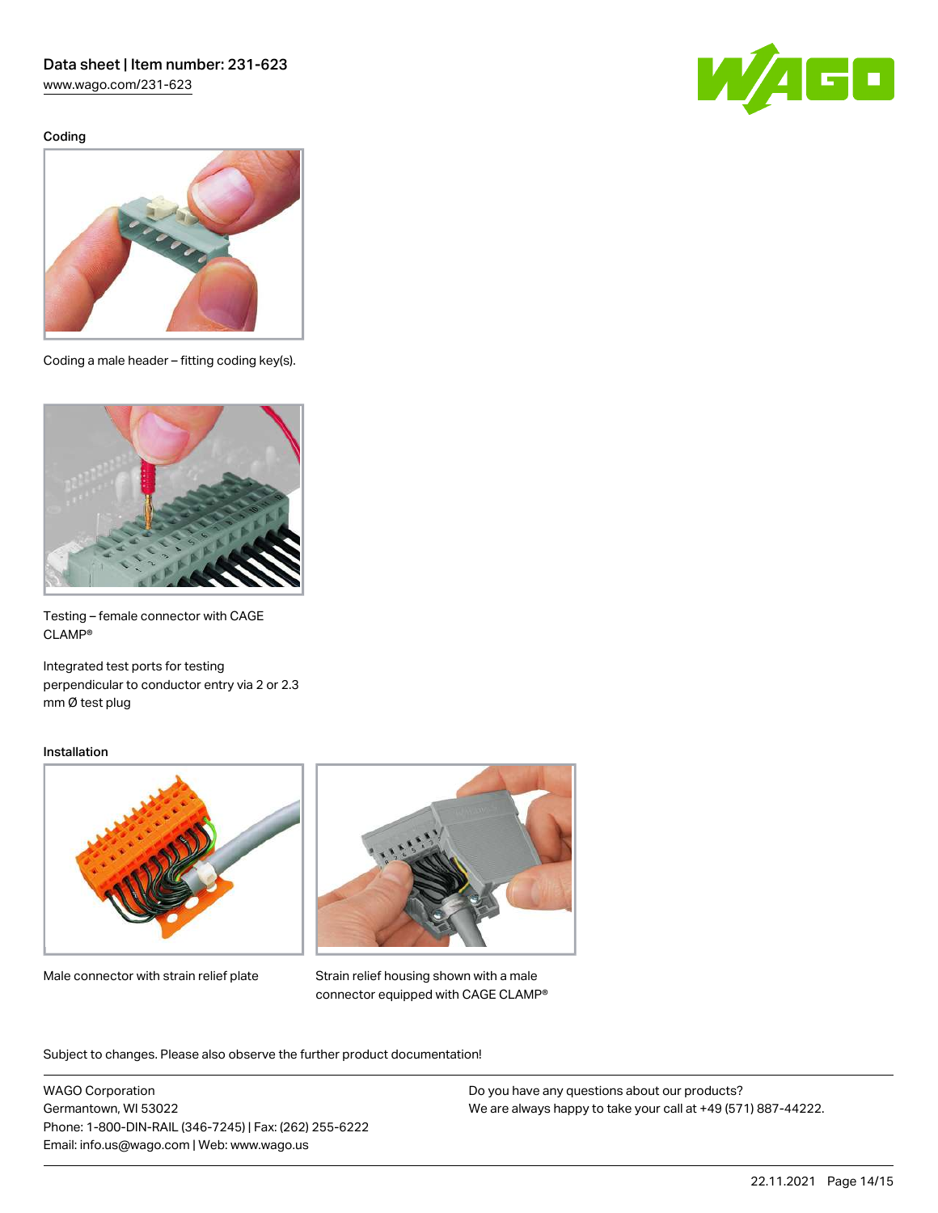### Coding

Coding a male header – fitting coding key(s).

Testing – female connector with CAGE CLAMP®

Integrated test ports for testing perpendicular to conductor entry via 2 or 2.3 mm Ø test plug

### Installation

Male connector with strain relief plate

Strain relief housing shown with a male connector equipped with CAGE CLAMP®

Subject to changes. Please also observe the further product documentation!

WAGO Corporation
Germantown, WI 53022
Phone: 1-800-DIN-RAIL (346-7245) | Fax: (262) 255-6222
Email: info.us@wago.com | Web: www.wago.us

Do you have any questions about our products?
We are always happy to take your call at +49 (571) 887-44222.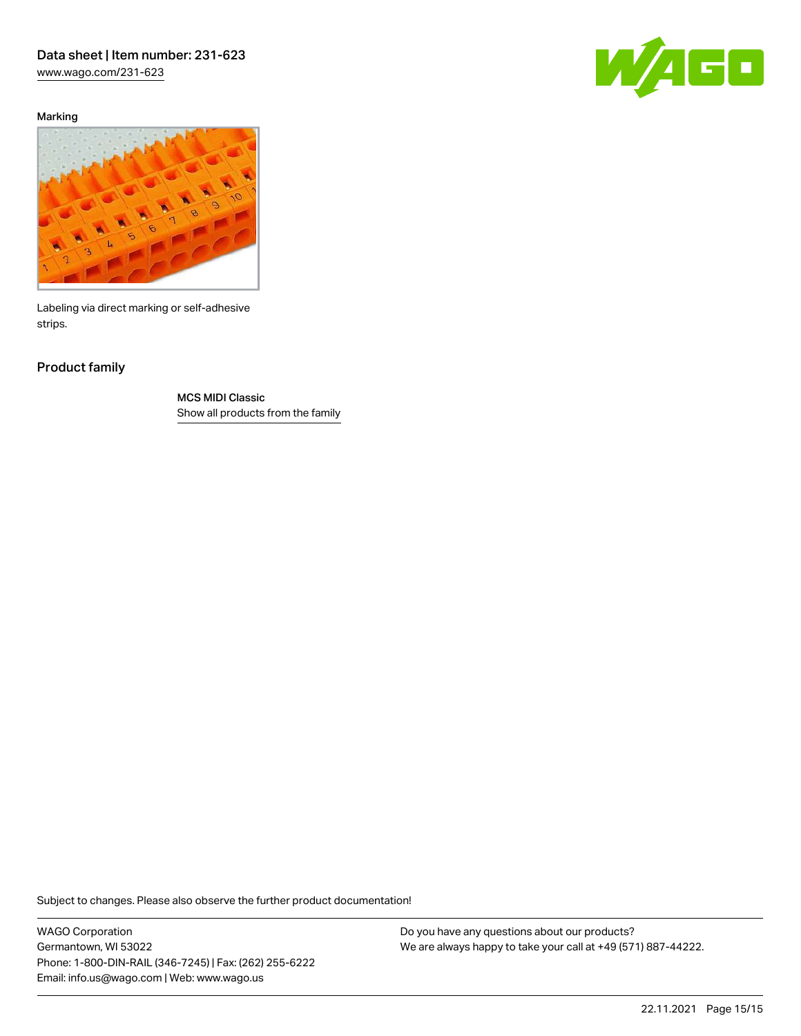Marking

Labeling via direct marking or self-adhesive strips.

## Product family

MCS MIDI Classic
Show all products from the family

Subject to changes. Please also observe the further product documentation!

WAGO Corporation
Germantown, WI 53022
Phone: 1-800-DIN-RAIL (346-7245) | Fax: (262) 255-6222
Email: info.us@wago.com | Web: www.wago.us

Do you have any questions about our products?
We are always happy to take your call at +49 (571) 887-44222.